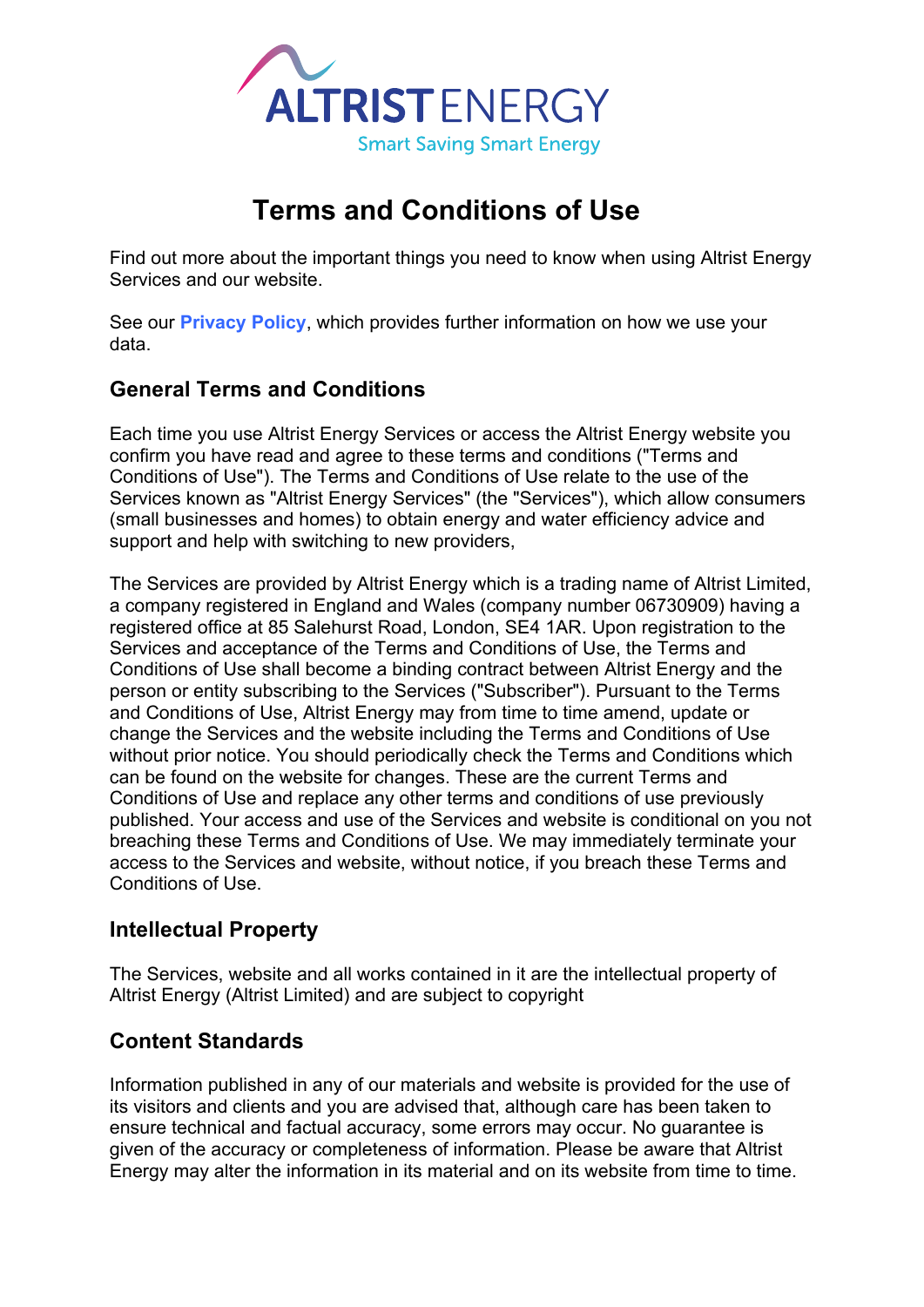ALTRIST ENERGY

Smart Saving Smart Energy

# Terms and Conditions of Use

Find out more about the important things you need to know when using Altrist Energy Services and our website.

See our **Privacy Policy**, which provides further information on how we use your data.

## General Terms and Conditions

Each time you use Altrist Energy Services or access the Altrist Energy website you confirm you have read and agree to these terms and conditions ("Terms and Conditions of Use"). The Terms and Conditions of Use relate to the use of the Services known as "Altrist Energy Services" (the "Services"), which allow consumers (small businesses and homes) to obtain energy and water efficiency advice and support and help with switching to new providers,

The Services are provided by Altrist Energy which is a trading name of Altrist Limited, a company registered in England and Wales (company number 06730909) having a registered office at 85 Salehurst Road, London, SE4 1AR. Upon registration to the Services and acceptance of the Terms and Conditions of Use, the Terms and Conditions of Use shall become a binding contract between Altrist Energy and the person or entity subscribing to the Services ("Subscriber"). Pursuant to the Terms and Conditions of Use, Altrist Energy may from time to time amend, update or change the Services and the website including the Terms and Conditions of Use without prior notice. You should periodically check the Terms and Conditions which can be found on the website for changes. These are the current Terms and Conditions of Use and replace any other terms and conditions of use previously published. Your access and use of the Services and website is conditional on you not breaching these Terms and Conditions of Use. We may immediately terminate your access to the Services and website, without notice, if you breach these Terms and Conditions of Use.

## Intellectual Property

The Services, website and all works contained in it are the intellectual property of Altrist Energy (Altrist Limited) and are subject to copyright

## Content Standards

Information published in any of our materials and website is provided for the use of its visitors and clients and you are advised that, although care has been taken to ensure technical and factual accuracy, some errors may occur. No guarantee is given of the accuracy or completeness of information. Please be aware that Altrist Energy may alter the information in its material and on its website from time to time.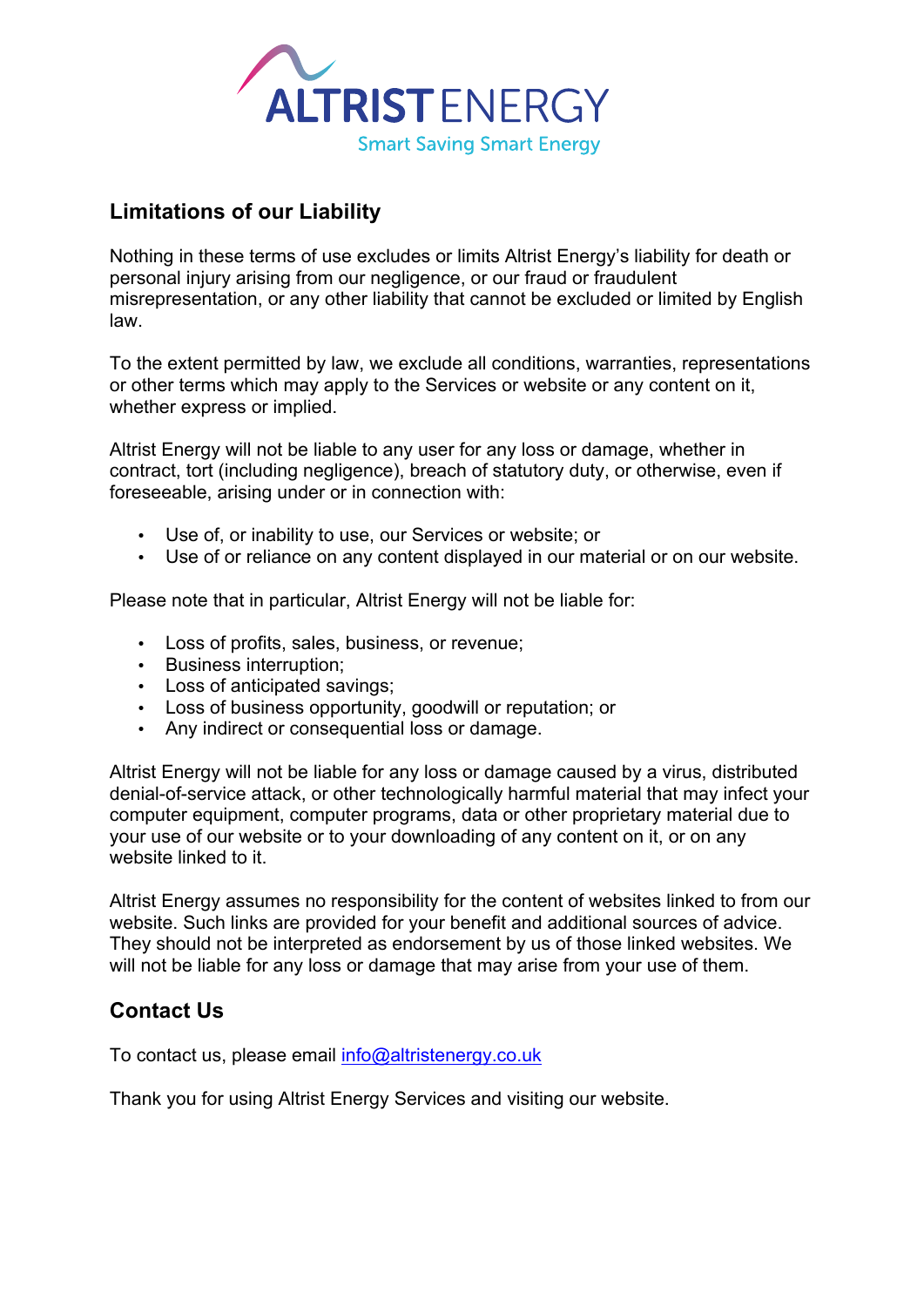## Limitations of our Liability

Nothing in these terms of use excludes or limits Altrist Energy's liability for death or personal injury arising from our negligence, or our fraud or fraudulent misrepresentation, or any other liability that cannot be excluded or limited by English law.

To the extent permitted by law, we exclude all conditions, warranties, representations or other terms which may apply to the Services or website or any content on it, whether express or implied.

Altrist Energy will not be liable to any user for any loss or damage, whether in contract, tort (including negligence), breach of statutory duty, or otherwise, even if foreseeable, arising under or in connection with:

- Use of, or inability to use, our Services or website; or
- Use of or reliance on any content displayed in our material or on our website.

Please note that in particular, Altrist Energy will not be liable for:

- Loss of profits, sales, business, or revenue;
- Business interruption;
- Loss of anticipated savings;
- Loss of business opportunity, goodwill or reputation; or
- Any indirect or consequential loss or damage.

Altrist Energy will not be liable for any loss or damage caused by a virus, distributed denial-of-service attack, or other technologically harmful material that may infect your computer equipment, computer programs, data or other proprietary material due to your use of our website or to your downloading of any content on it, or on any website linked to it.

Altrist Energy assumes no responsibility for the content of websites linked to from our website. Such links are provided for your benefit and additional sources of advice. They should not be interpreted as endorsement by us of those linked websites. We will not be liable for any loss or damage that may arise from your use of them.

## Contact Us

To contact us, please email info@altristenergy.co.uk

Thank you for using Altrist Energy Services and visiting our website.